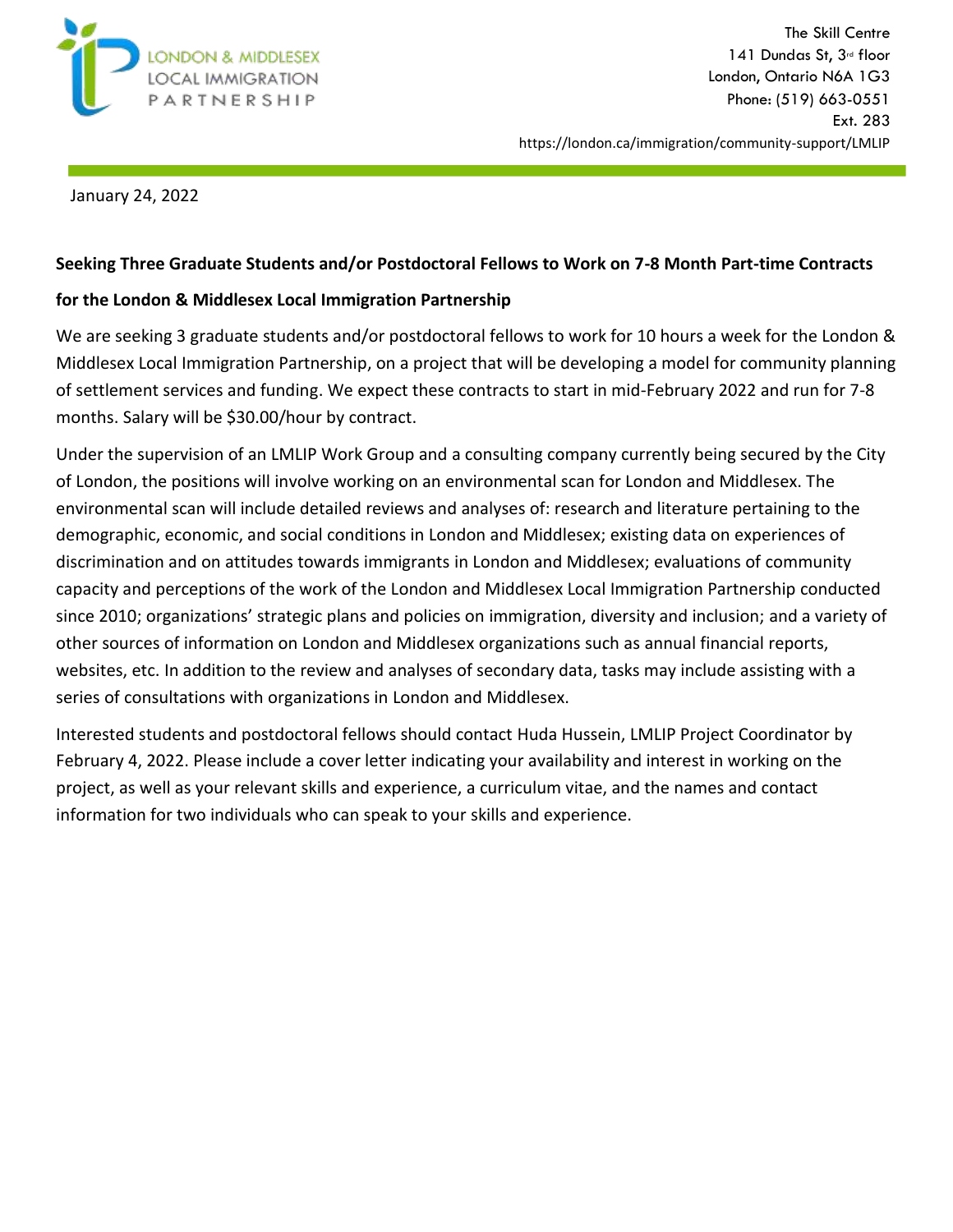LONDON & MIDDLESEX LOCAL IMMIGRATION PARTNERSHIP

The Skill Centre
141 Dundas St, 3rd floor
London, Ontario N6A 1G3
Phone: (519) 663-0551
Ext. 283
https://london.ca/immigration/community-support/LMLIP

January 24, 2022

**Seeking Three Graduate Students and/or Postdoctoral Fellows to Work on 7-8 Month Part-time Contracts for the London & Middlesex Local Immigration Partnership**

We are seeking 3 graduate students and/or postdoctoral fellows to work for 10 hours a week for the London & Middlesex Local Immigration Partnership, on a project that will be developing a model for community planning of settlement services and funding. We expect these contracts to start in mid-February 2022 and run for 7-8 months. Salary will be $30.00/hour by contract.

Under the supervision of an LMLIP Work Group and a consulting company currently being secured by the City of London, the positions will involve working on an environmental scan for London and Middlesex. The environmental scan will include detailed reviews and analyses of: research and literature pertaining to the demographic, economic, and social conditions in London and Middlesex; existing data on experiences of discrimination and on attitudes towards immigrants in London and Middlesex; evaluations of community capacity and perceptions of the work of the London and Middlesex Local Immigration Partnership conducted since 2010; organizations' strategic plans and policies on immigration, diversity and inclusion; and a variety of other sources of information on London and Middlesex organizations such as annual financial reports, websites, etc. In addition to the review and analyses of secondary data, tasks may include assisting with a series of consultations with organizations in London and Middlesex.

Interested students and postdoctoral fellows should contact Huda Hussein, LMLIP Project Coordinator by February 4, 2022. Please include a cover letter indicating your availability and interest in working on the project, as well as your relevant skills and experience, a curriculum vitae, and the names and contact information for two individuals who can speak to your skills and experience.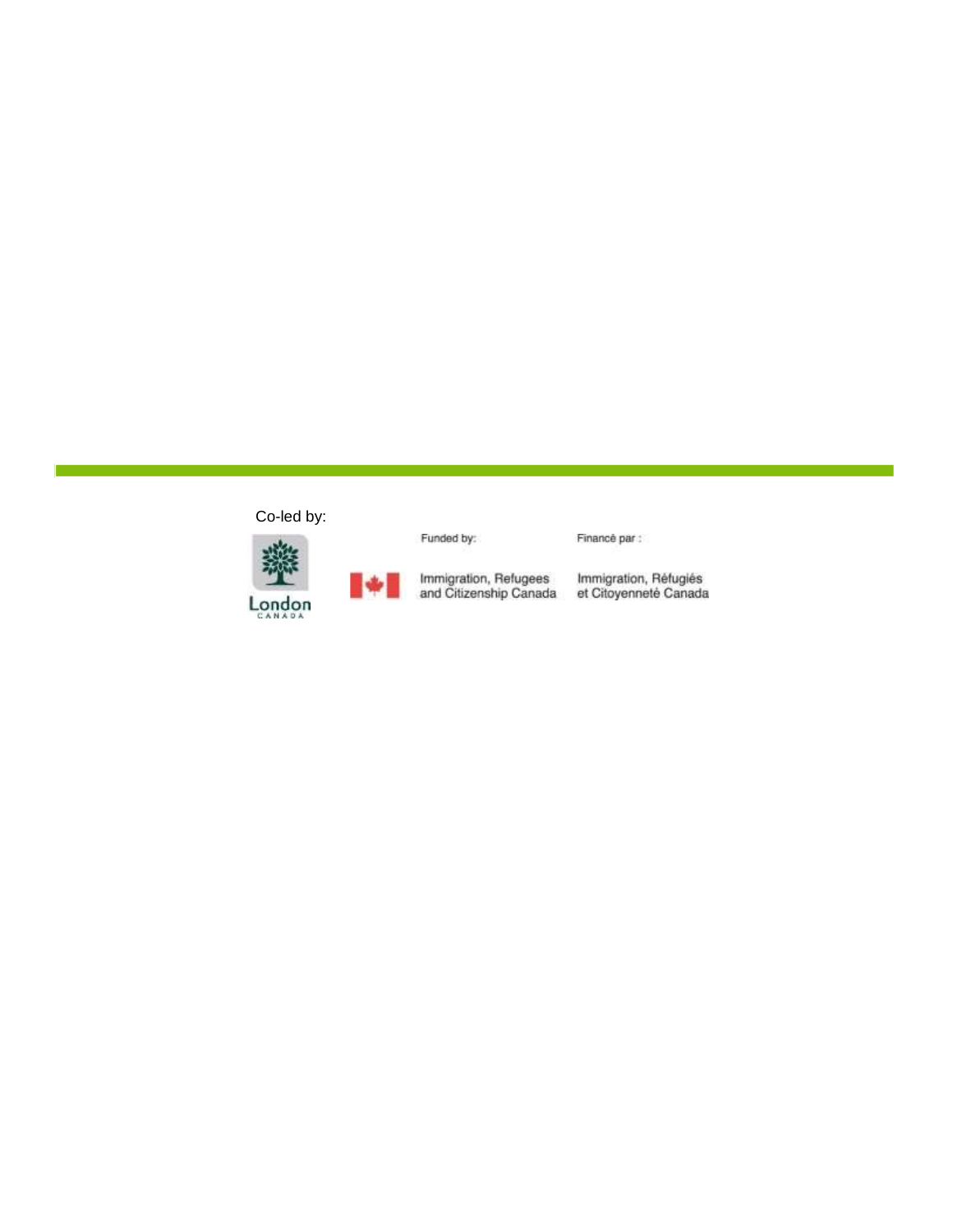Co-led by:

London CANADA

Funded by:

Immigration, Refugees and Citizenship Canada

Financé par :

Immigration, Réfugiés et Citoyenneté Canada